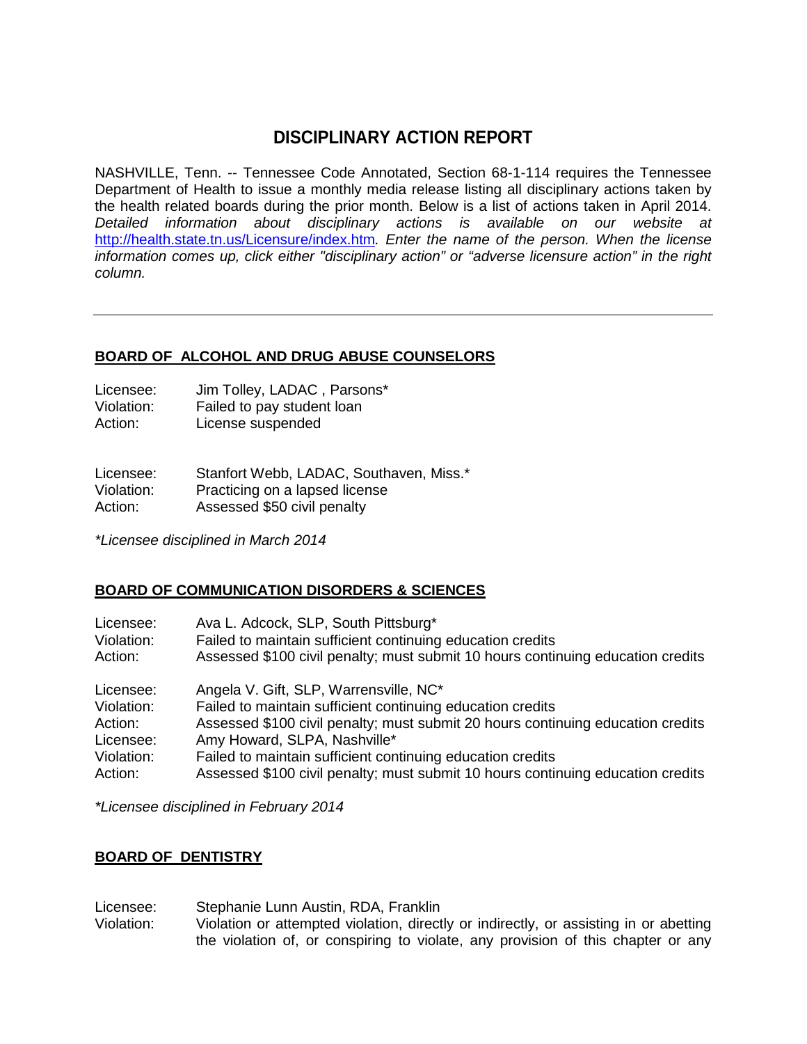# DISCIPLINARY ACTION REPORT

NASHVILLE, Tenn. -- Tennessee Code Annotated, Section 68-1-114 requires the Tennessee Department of Health to issue a monthly media release listing all disciplinary actions taken by the health related boards during the prior month. Below is a list of actions taken in April 2014. *Detailed information about disciplinary actions is available on our website at* [http://health.state.tn.us/Licensure/index.htm](http://health.state.tn.us/Licensure/index.htm)*. Enter the name of the person. When the license information comes up, click either "disciplinary action" or "adverse licensure action" in the right column.*

---

## BOARD OF ALCOHOL AND DRUG ABUSE COUNSELORS

Licensee: Jim Tolley, LADAC , Parsons*
Violation: Failed to pay student loan
Action: License suspended

Licensee: Stanfort Webb, LADAC, Southaven, Miss.*
Violation: Practicing on a lapsed license
Action: Assessed $50 civil penalty

*\*Licensee disciplined in March 2014*

## BOARD OF COMMUNICATION DISORDERS & SCIENCES

Licensee: Ava L. Adcock, SLP, South Pittsburg*
Violation: Failed to maintain sufficient continuing education credits
Action: Assessed $100 civil penalty; must submit 10 hours continuing education credits

Licensee: Angela V. Gift, SLP, Warrensville, NC*
Violation: Failed to maintain sufficient continuing education credits
Action: Assessed $100 civil penalty; must submit 20 hours continuing education credits
Licensee: Amy Howard, SLPA, Nashville*
Violation: Failed to maintain sufficient continuing education credits
Action: Assessed $100 civil penalty; must submit 10 hours continuing education credits

*\*Licensee disciplined in February 2014*

## BOARD OF DENTISTRY

Licensee: Stephanie Lunn Austin, RDA, Franklin
Violation: Violation or attempted violation, directly or indirectly, or assisting in or abetting the violation of, or conspiring to violate, any provision of this chapter or any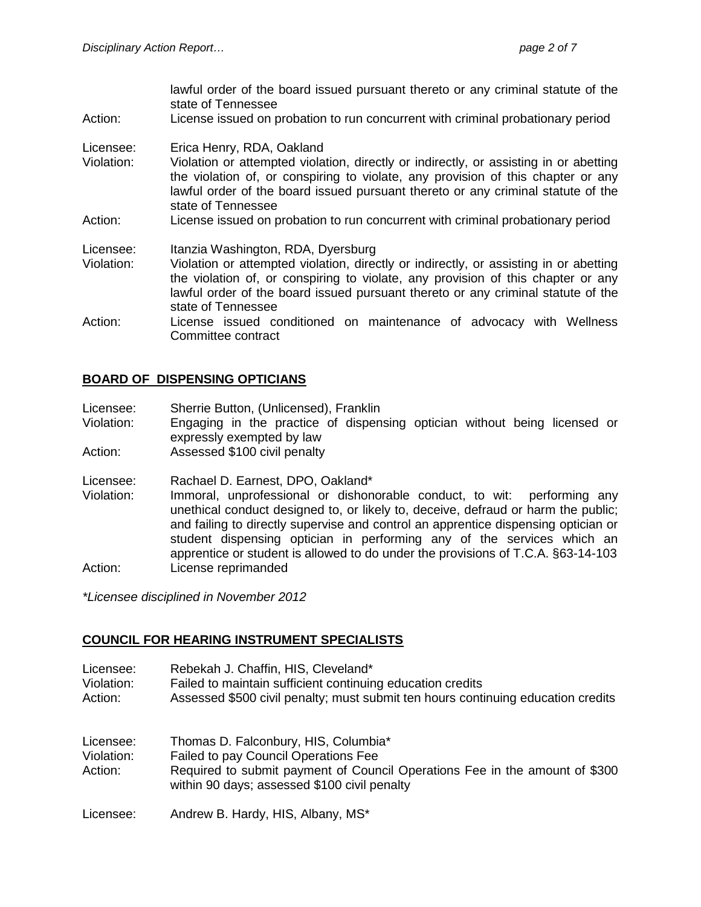lawful order of the board issued pursuant thereto or any criminal statute of the state of Tennessee

Action: License issued on probation to run concurrent with criminal probationary period

Licensee: Erica Henry, RDA, Oakland
Violation: Violation or attempted violation, directly or indirectly, or assisting in or abetting the violation of, or conspiring to violate, any provision of this chapter or any lawful order of the board issued pursuant thereto or any criminal statute of the state of Tennessee
Action: License issued on probation to run concurrent with criminal probationary period

Licensee: Itanzia Washington, RDA, Dyersburg
Violation: Violation or attempted violation, directly or indirectly, or assisting in or abetting the violation of, or conspiring to violate, any provision of this chapter or any lawful order of the board issued pursuant thereto or any criminal statute of the state of Tennessee
Action: License issued conditioned on maintenance of advocacy with Wellness Committee contract

## BOARD OF DISPENSING OPTICIANS

Licensee: Sherrie Button, (Unlicensed), Franklin
Violation: Engaging in the practice of dispensing optician without being licensed or expressly exempted by law
Action: Assessed $100 civil penalty

Licensee: Rachael D. Earnest, DPO, Oakland*
Violation: Immoral, unprofessional or dishonorable conduct, to wit: performing any unethical conduct designed to, or likely to, deceive, defraud or harm the public; and failing to directly supervise and control an apprentice dispensing optician or student dispensing optician in performing any of the services which an apprentice or student is allowed to do under the provisions of T.C.A. §63-14-103
Action: License reprimanded

*\*Licensee disciplined in November 2012*

## COUNCIL FOR HEARING INSTRUMENT SPECIALISTS

Licensee: Rebekah J. Chaffin, HIS, Cleveland*
Violation: Failed to maintain sufficient continuing education credits
Action: Assessed $500 civil penalty; must submit ten hours continuing education credits

Licensee: Thomas D. Falconbury, HIS, Columbia*
Violation: Failed to pay Council Operations Fee
Action: Required to submit payment of Council Operations Fee in the amount of $300 within 90 days; assessed $100 civil penalty

Licensee: Andrew B. Hardy, HIS, Albany, MS*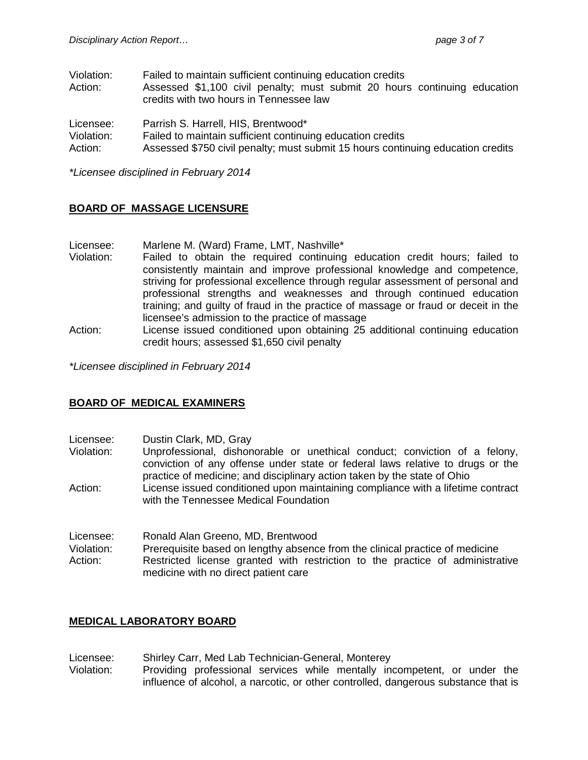Violation: Failed to maintain sufficient continuing education credits
Action: Assessed $1,100 civil penalty; must submit 20 hours continuing education credits with two hours in Tennessee law

Licensee: Parrish S. Harrell, HIS, Brentwood*
Violation: Failed to maintain sufficient continuing education credits
Action: Assessed $750 civil penalty; must submit 15 hours continuing education credits

*\*Licensee disciplined in February 2014*

## BOARD OF MASSAGE LICENSURE

Licensee: Marlene M. (Ward) Frame, LMT, Nashville*
Violation: Failed to obtain the required continuing education credit hours; failed to consistently maintain and improve professional knowledge and competence, striving for professional excellence through regular assessment of personal and professional strengths and weaknesses and through continued education training; and guilty of fraud in the practice of massage or fraud or deceit in the licensee's admission to the practice of massage
Action: License issued conditioned upon obtaining 25 additional continuing education credit hours; assessed $1,650 civil penalty

*\*Licensee disciplined in February 2014*

## BOARD OF MEDICAL EXAMINERS

Licensee: Dustin Clark, MD, Gray
Violation: Unprofessional, dishonorable or unethical conduct; conviction of a felony, conviction of any offense under state or federal laws relative to drugs or the practice of medicine; and disciplinary action taken by the state of Ohio
Action: License issued conditioned upon maintaining compliance with a lifetime contract with the Tennessee Medical Foundation

Licensee: Ronald Alan Greeno, MD, Brentwood
Violation: Prerequisite based on lengthy absence from the clinical practice of medicine
Action: Restricted license granted with restriction to the practice of administrative medicine with no direct patient care

## MEDICAL LABORATORY BOARD

Licensee: Shirley Carr, Med Lab Technician-General, Monterey
Violation: Providing professional services while mentally incompetent, or under the influence of alcohol, a narcotic, or other controlled, dangerous substance that is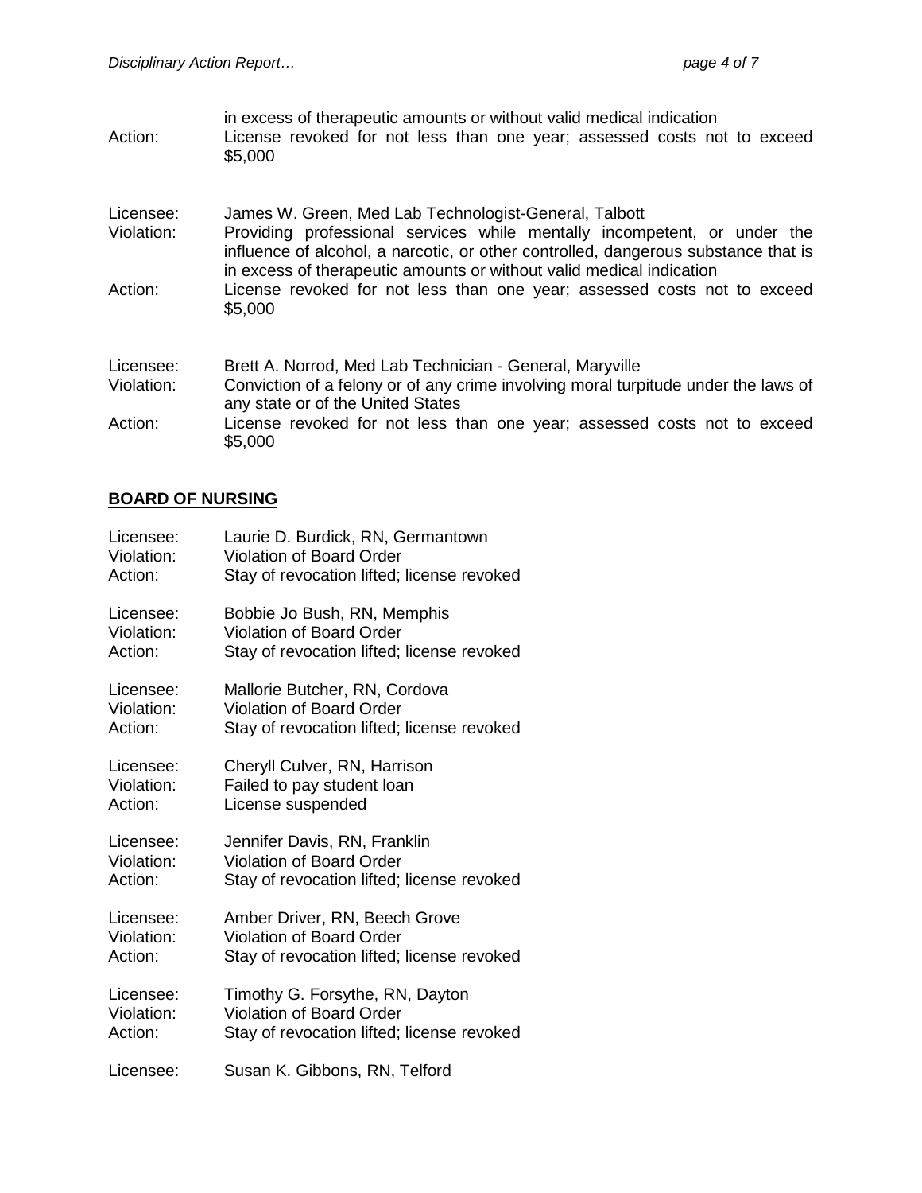in excess of therapeutic amounts or without valid medical indication
Action: License revoked for not less than one year; assessed costs not to exceed $5,000

Licensee: James W. Green, Med Lab Technologist-General, Talbott
Violation: Providing professional services while mentally incompetent, or under the influence of alcohol, a narcotic, or other controlled, dangerous substance that is in excess of therapeutic amounts or without valid medical indication
Action: License revoked for not less than one year; assessed costs not to exceed $5,000

Licensee: Brett A. Norrod, Med Lab Technician - General, Maryville
Violation: Conviction of a felony or of any crime involving moral turpitude under the laws of any state or of the United States
Action: License revoked for not less than one year; assessed costs not to exceed $5,000

## BOARD OF NURSING

Licensee: Laurie D. Burdick, RN, Germantown
Violation: Violation of Board Order
Action: Stay of revocation lifted; license revoked

Licensee: Bobbie Jo Bush, RN, Memphis
Violation: Violation of Board Order
Action: Stay of revocation lifted; license revoked

Licensee: Mallorie Butcher, RN, Cordova
Violation: Violation of Board Order
Action: Stay of revocation lifted; license revoked

Licensee: Cheryll Culver, RN, Harrison
Violation: Failed to pay student loan
Action: License suspended

Licensee: Jennifer Davis, RN, Franklin
Violation: Violation of Board Order
Action: Stay of revocation lifted; license revoked

Licensee: Amber Driver, RN, Beech Grove
Violation: Violation of Board Order
Action: Stay of revocation lifted; license revoked

Licensee: Timothy G. Forsythe, RN, Dayton
Violation: Violation of Board Order
Action: Stay of revocation lifted; license revoked

Licensee: Susan K. Gibbons, RN, Telford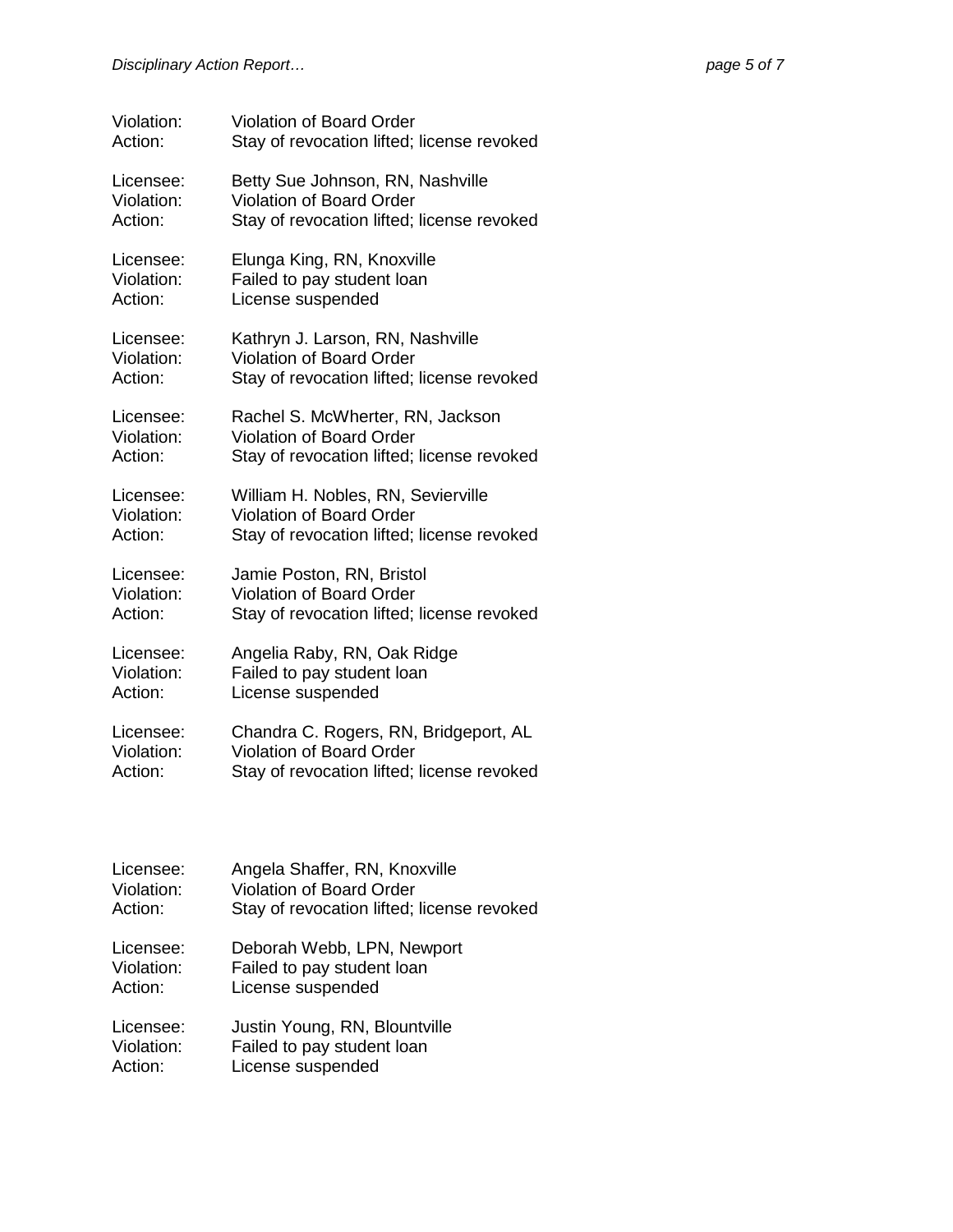Violation: Violation of Board Order
Action: Stay of revocation lifted; license revoked

Licensee: Betty Sue Johnson, RN, Nashville
Violation: Violation of Board Order
Action: Stay of revocation lifted; license revoked

Licensee: Elunga King, RN, Knoxville
Violation: Failed to pay student loan
Action: License suspended

Licensee: Kathryn J. Larson, RN, Nashville
Violation: Violation of Board Order
Action: Stay of revocation lifted; license revoked

Licensee: Rachel S. McWherter, RN, Jackson
Violation: Violation of Board Order
Action: Stay of revocation lifted; license revoked

Licensee: William H. Nobles, RN, Sevierville
Violation: Violation of Board Order
Action: Stay of revocation lifted; license revoked

Licensee: Jamie Poston, RN, Bristol
Violation: Violation of Board Order
Action: Stay of revocation lifted; license revoked

Licensee: Angelia Raby, RN, Oak Ridge
Violation: Failed to pay student loan
Action: License suspended

Licensee: Chandra C. Rogers, RN, Bridgeport, AL
Violation: Violation of Board Order
Action: Stay of revocation lifted; license revoked

Licensee: Angela Shaffer, RN, Knoxville
Violation: Violation of Board Order
Action: Stay of revocation lifted; license revoked

Licensee: Deborah Webb, LPN, Newport
Violation: Failed to pay student loan
Action: License suspended

Licensee: Justin Young, RN, Blountville
Violation: Failed to pay student loan
Action: License suspended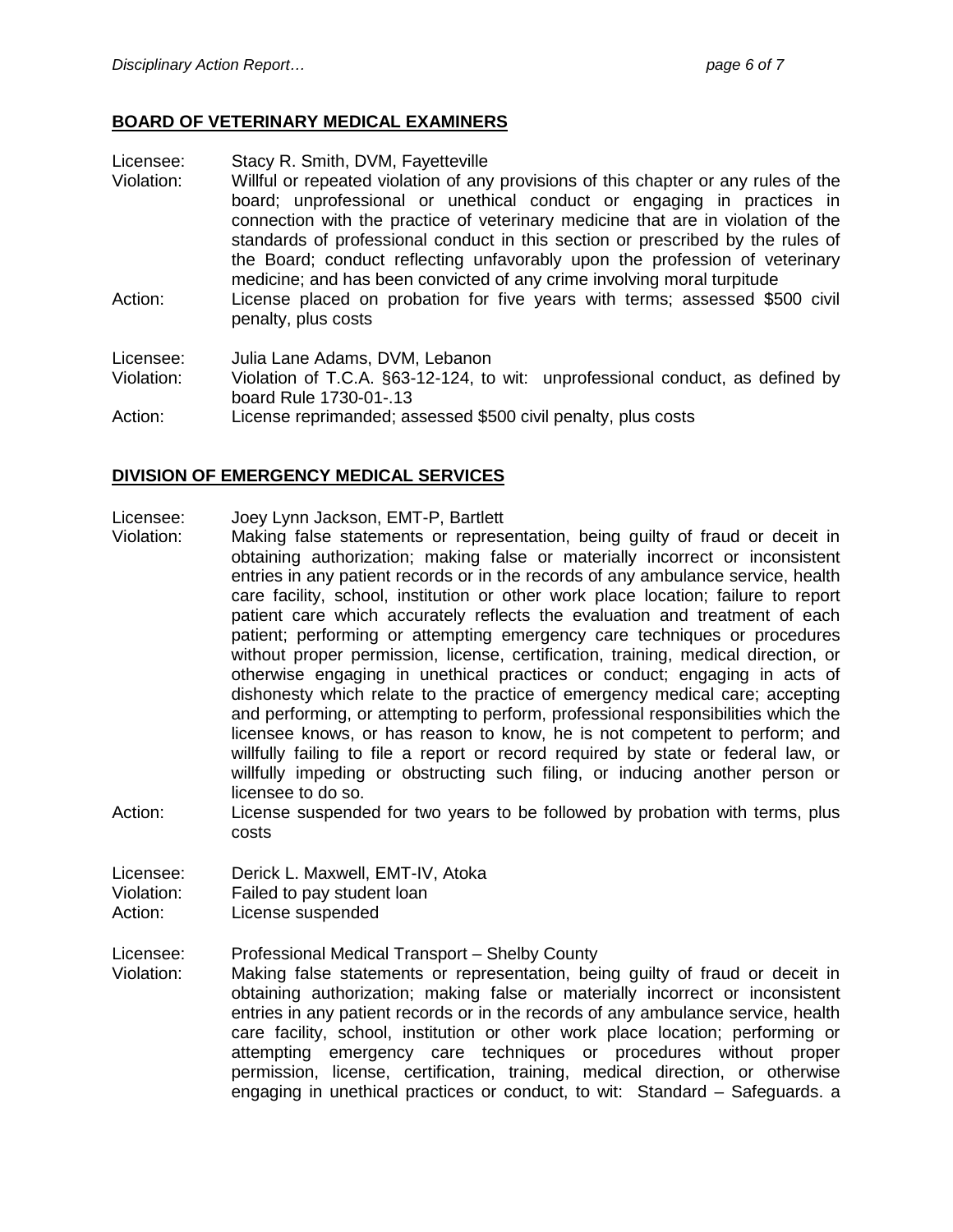## BOARD OF VETERINARY MEDICAL EXAMINERS

Licensee: Stacy R. Smith, DVM, Fayetteville
Violation: Willful or repeated violation of any provisions of this chapter or any rules of the board; unprofessional or unethical conduct or engaging in practices in connection with the practice of veterinary medicine that are in violation of the standards of professional conduct in this section or prescribed by the rules of the Board; conduct reflecting unfavorably upon the profession of veterinary medicine; and has been convicted of any crime involving moral turpitude
Action: License placed on probation for five years with terms; assessed $500 civil penalty, plus costs

Licensee: Julia Lane Adams, DVM, Lebanon
Violation: Violation of T.C.A. §63-12-124, to wit: unprofessional conduct, as defined by board Rule 1730-01-.13
Action: License reprimanded; assessed $500 civil penalty, plus costs

## DIVISION OF EMERGENCY MEDICAL SERVICES

Licensee: Joey Lynn Jackson, EMT-P, Bartlett
Violation: Making false statements or representation, being guilty of fraud or deceit in obtaining authorization; making false or materially incorrect or inconsistent entries in any patient records or in the records of any ambulance service, health care facility, school, institution or other work place location; failure to report patient care which accurately reflects the evaluation and treatment of each patient; performing or attempting emergency care techniques or procedures without proper permission, license, certification, training, medical direction, or otherwise engaging in unethical practices or conduct; engaging in acts of dishonesty which relate to the practice of emergency medical care; accepting and performing, or attempting to perform, professional responsibilities which the licensee knows, or has reason to know, he is not competent to perform; and willfully failing to file a report or record required by state or federal law, or willfully impeding or obstructing such filing, or inducing another person or licensee to do so.
Action: License suspended for two years to be followed by probation with terms, plus costs

Licensee: Derick L. Maxwell, EMT-IV, Atoka
Violation: Failed to pay student loan
Action: License suspended

Licensee: Professional Medical Transport – Shelby County
Violation: Making false statements or representation, being guilty of fraud or deceit in obtaining authorization; making false or materially incorrect or inconsistent entries in any patient records or in the records of any ambulance service, health care facility, school, institution or other work place location; performing or attempting emergency care techniques or procedures without proper permission, license, certification, training, medical direction, or otherwise engaging in unethical practices or conduct, to wit: Standard – Safeguards. a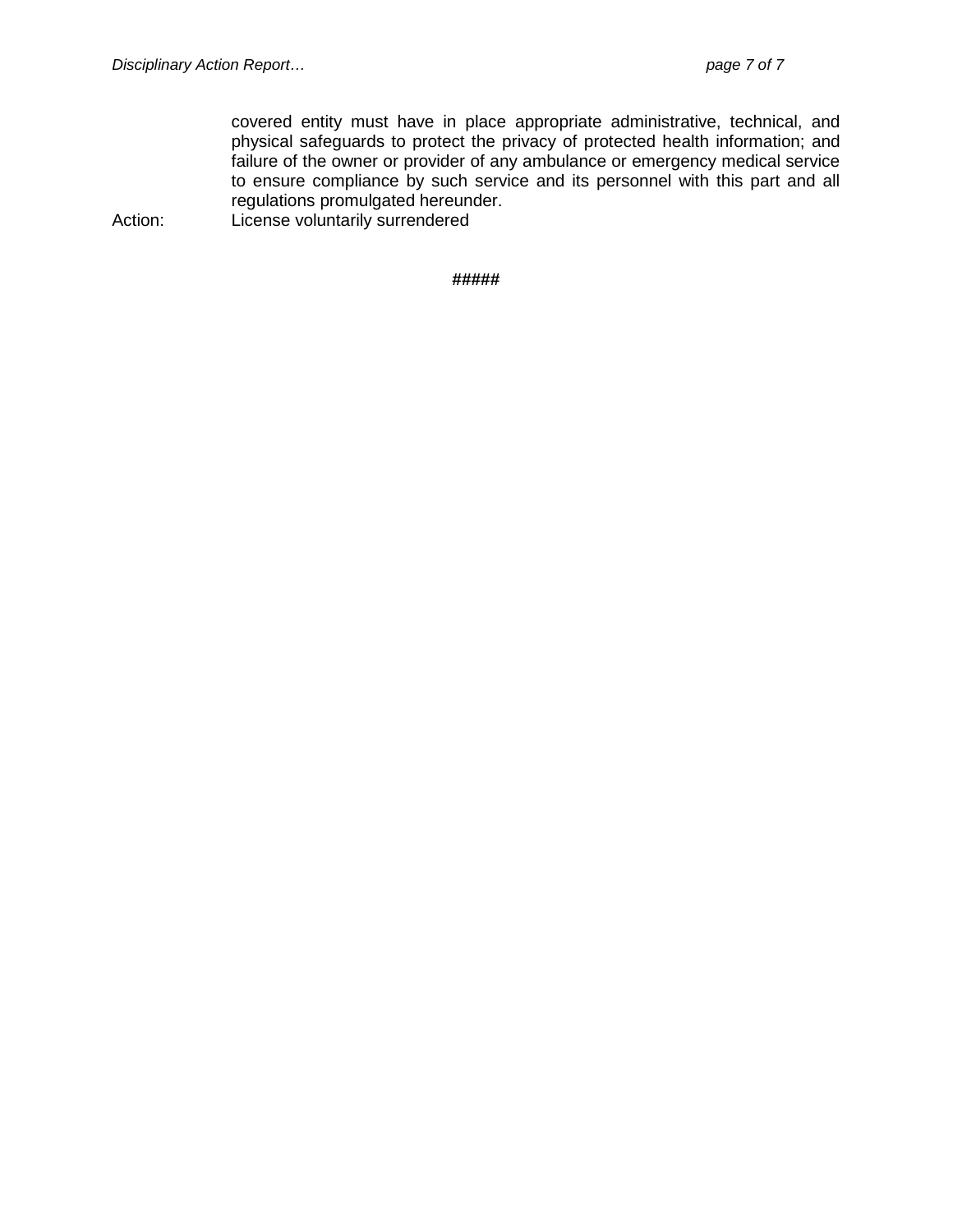covered entity must have in place appropriate administrative, technical, and physical safeguards to protect the privacy of protected health information; and failure of the owner or provider of any ambulance or emergency medical service to ensure compliance by such service and its personnel with this part and all regulations promulgated hereunder.

Action: License voluntarily surrendered

#####